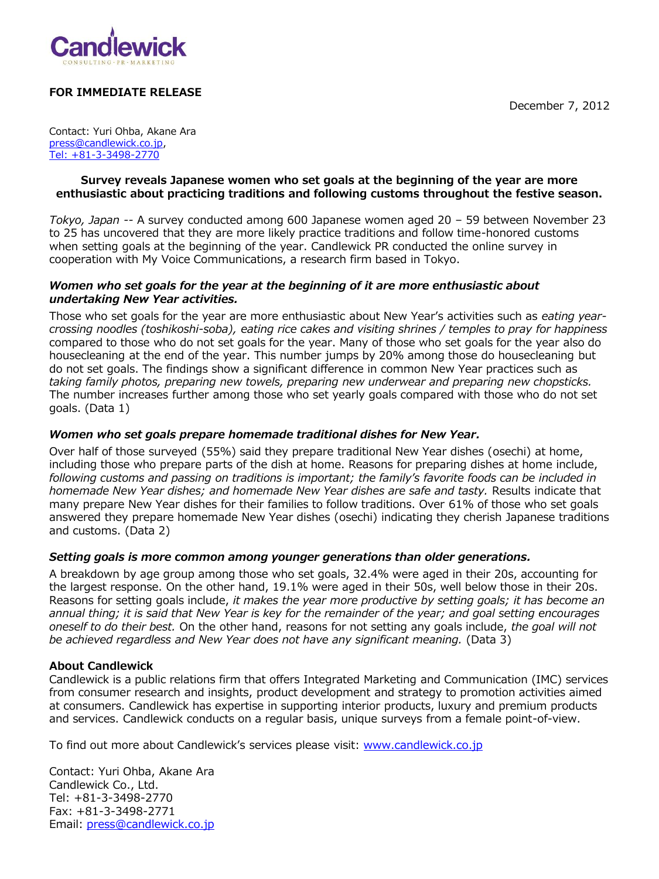Candlewick
CONSULTING · PR · MARKETING

**FOR IMMEDIATE RELEASE**

December 7, 2012

Contact: Yuri Ohba, Akane Ara
press@candlewick.co.jp,
Tel: +81-3-3498-2770

**Survey reveals Japanese women who set goals at the beginning of the year are more enthusiastic about practicing traditions and following customs throughout the festive season.**

*Tokyo, Japan* -- A survey conducted among 600 Japanese women aged 20 – 59 between November 23 to 25 has uncovered that they are more likely practice traditions and follow time-honored customs when setting goals at the beginning of the year. Candlewick PR conducted the online survey in cooperation with My Voice Communications, a research firm based in Tokyo.

***Women who set goals for the year at the beginning of it are more enthusiastic about undertaking New Year activities.***

Those who set goals for the year are more enthusiastic about New Year's activities such as *eating year-crossing noodles (toshikoshi-soba), eating rice cakes and visiting shrines / temples to pray for happiness* compared to those who do not set goals for the year. Many of those who set goals for the year also do housecleaning at the end of the year. This number jumps by 20% among those do housecleaning but do not set goals. The findings show a significant difference in common New Year practices such as *taking family photos, preparing new towels, preparing new underwear and preparing new chopsticks.* The number increases further among those who set yearly goals compared with those who do not set goals. (Data 1)

***Women who set goals prepare homemade traditional dishes for New Year.***

Over half of those surveyed (55%) said they prepare traditional New Year dishes (osechi) at home, including those who prepare parts of the dish at home. Reasons for preparing dishes at home include, *following customs and passing on traditions is important; the family's favorite foods can be included in homemade New Year dishes; and homemade New Year dishes are safe and tasty.* Results indicate that many prepare New Year dishes for their families to follow traditions. Over 61% of those who set goals answered they prepare homemade New Year dishes (osechi) indicating they cherish Japanese traditions and customs. (Data 2)

***Setting goals is more common among younger generations than older generations.***

A breakdown by age group among those who set goals, 32.4% were aged in their 20s, accounting for the largest response. On the other hand, 19.1% were aged in their 50s, well below those in their 20s. Reasons for setting goals include, *it makes the year more productive by setting goals; it has become an annual thing; it is said that New Year is key for the remainder of the year; and goal setting encourages oneself to do their best.* On the other hand, reasons for not setting any goals include, *the goal will not be achieved regardless and New Year does not have any significant meaning.* (Data 3)

**About Candlewick**

Candlewick is a public relations firm that offers Integrated Marketing and Communication (IMC) services from consumer research and insights, product development and strategy to promotion activities aimed at consumers. Candlewick has expertise in supporting interior products, luxury and premium products and services. Candlewick conducts on a regular basis, unique surveys from a female point-of-view.

To find out more about Candlewick's services please visit: www.candlewick.co.jp

Contact: Yuri Ohba, Akane Ara
Candlewick Co., Ltd.
Tel: +81-3-3498-2770
Fax: +81-3-3498-2771
Email: press@candlewick.co.jp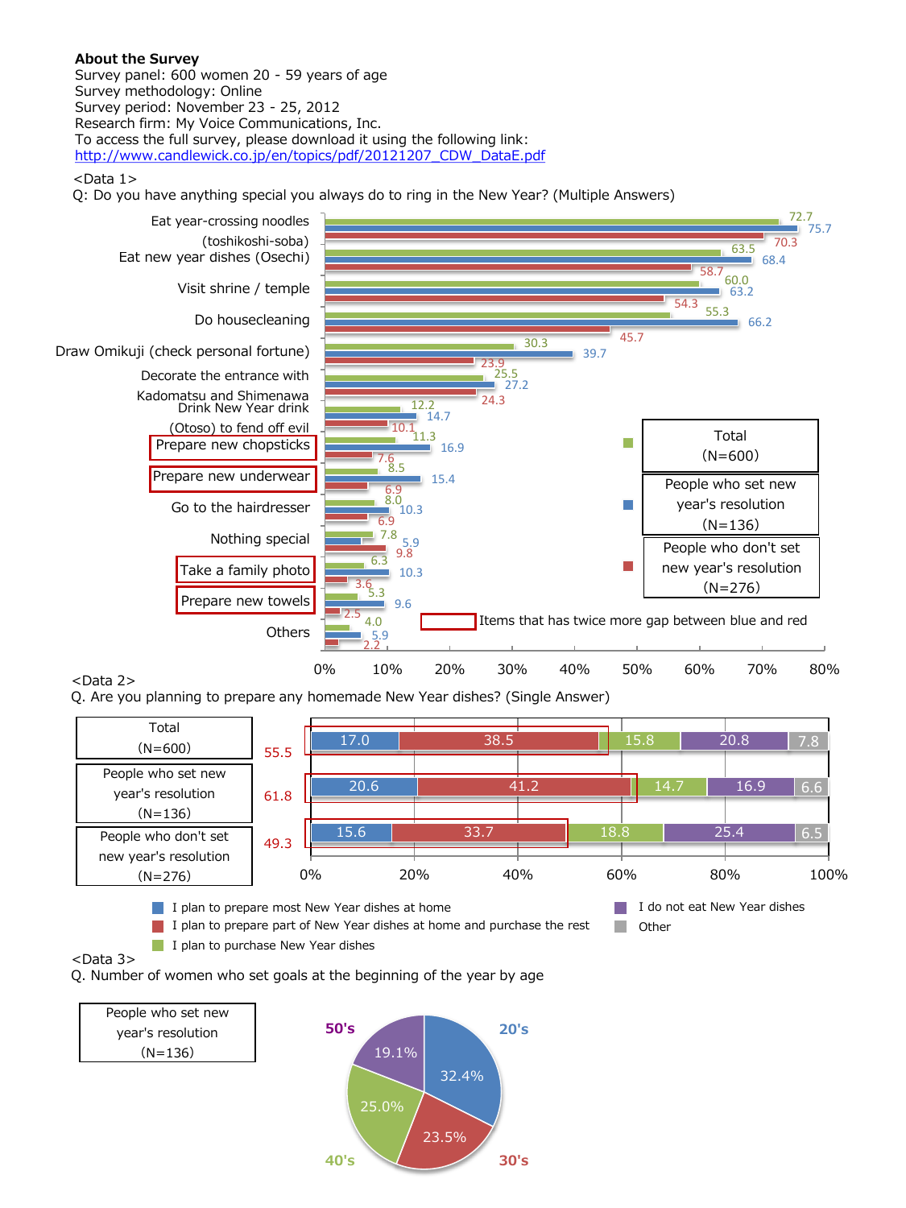**About the Survey**

Survey panel: 600 women 20 - 59 years of age
Survey methodology: Online
Survey period: November 23 - 25, 2012
Research firm: My Voice Communications, Inc.
To access the full survey, please download it using the following link:
http://www.candlewick.co.jp/en/topics/pdf/20121207_CDW_DataE.pdf

<Data 1>

Q: Do you have anything special you always do to ring in the New Year? (Multiple Answers)

Eat year-crossing noodles (toshikoshi-soba) 72.7 75.7 70.3
Eat new year dishes (Osechi) 63.5 68.4 58.7
Visit shrine / temple 60.0 63.2 54.3
Do housecleaning 55.3 66.2 45.7
Draw Omikuji (check personal fortune) 30.3 39.7 23.9
Decorate the entrance with Kadomatsu and Shimenawa 25.5 27.2 24.3
Drink New Year drink (Otoso) to fend off evil 12.2 14.7 10.1
Prepare new chopsticks 11.3 16.9 7.6
Prepare new underwear 8.5 15.4 6.9
Go to the hairdresser 8.0 10.3 6.9
Nothing special 7.8 5.9 9.8
Take a family photo 6.3 10.3 3.6
Prepare new towels 5.3 9.6 2.5
Others 4.0 5.9 2.2

0% 10% 20% 30% 40% 50% 60% 70% 80%

Total (N=600)
People who set new year's resolution (N=136)
People who don't set new year's resolution (N=276)
Items that has twice more gap between blue and red

<Data 2>

Q. Are you planning to prepare any homemade New Year dishes? (Single Answer)

Total (N=600) 55.5 — 17.0 38.5 15.8 20.8 7.8
People who set new year's resolution (N=136) 61.8 — 20.6 41.2 14.7 16.9 6.6
People who don't set new year's resolution (N=276) 49.3 — 15.6 33.7 18.8 25.4 6.5

0% 20% 40% 60% 80% 100%

I plan to prepare most New Year dishes at home
I plan to prepare part of New Year dishes at home and purchase the rest
I plan to purchase New Year dishes
I do not eat New Year dishes
Other

<Data 3>

Q. Number of women who set goals at the beginning of the year by age

People who set new year's resolution (N=136)

20's 32.4%
30's 23.5%
40's 25.0%
50's 19.1%